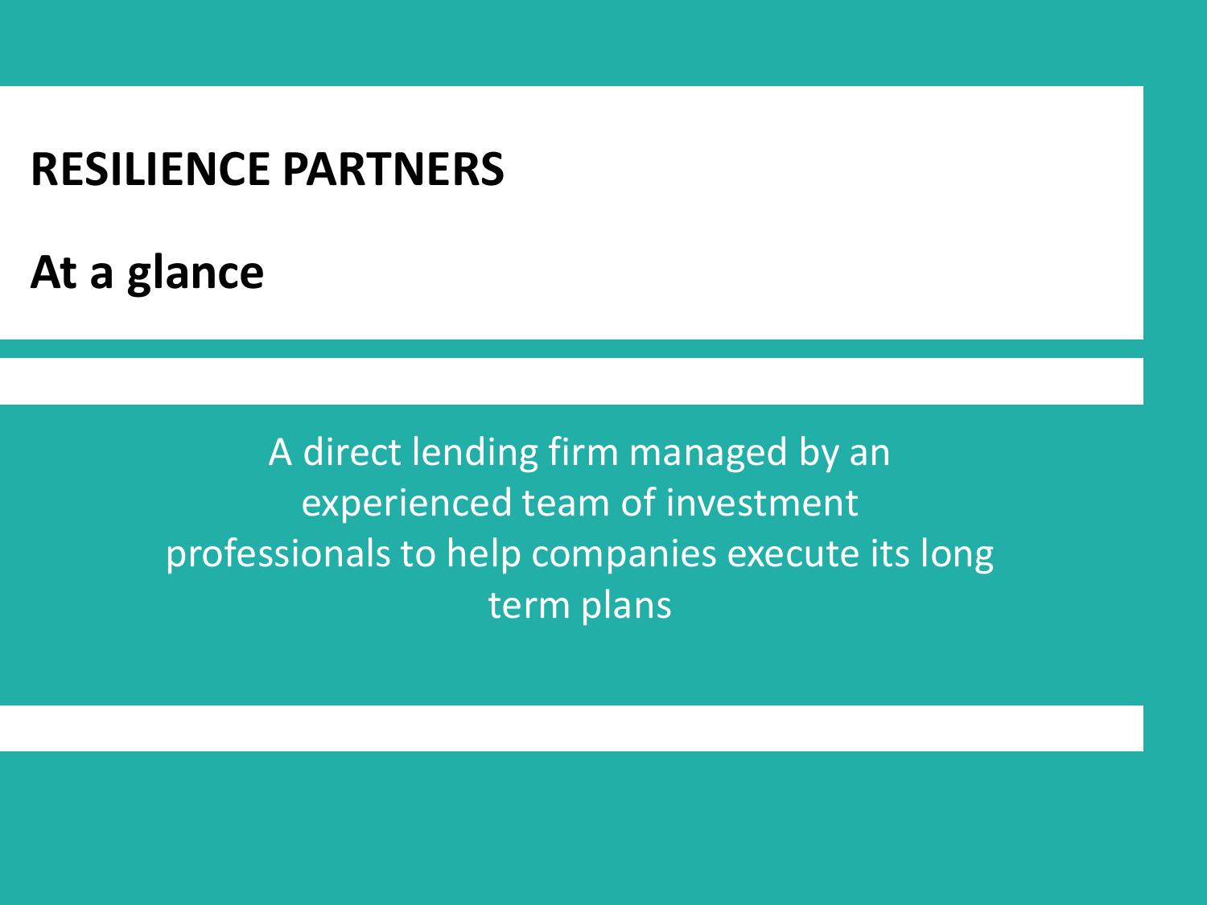# RESILIENCE PARTNERS

## At a glance

A direct lending firm managed by an experienced team of investment professionals to help companies execute its long term plans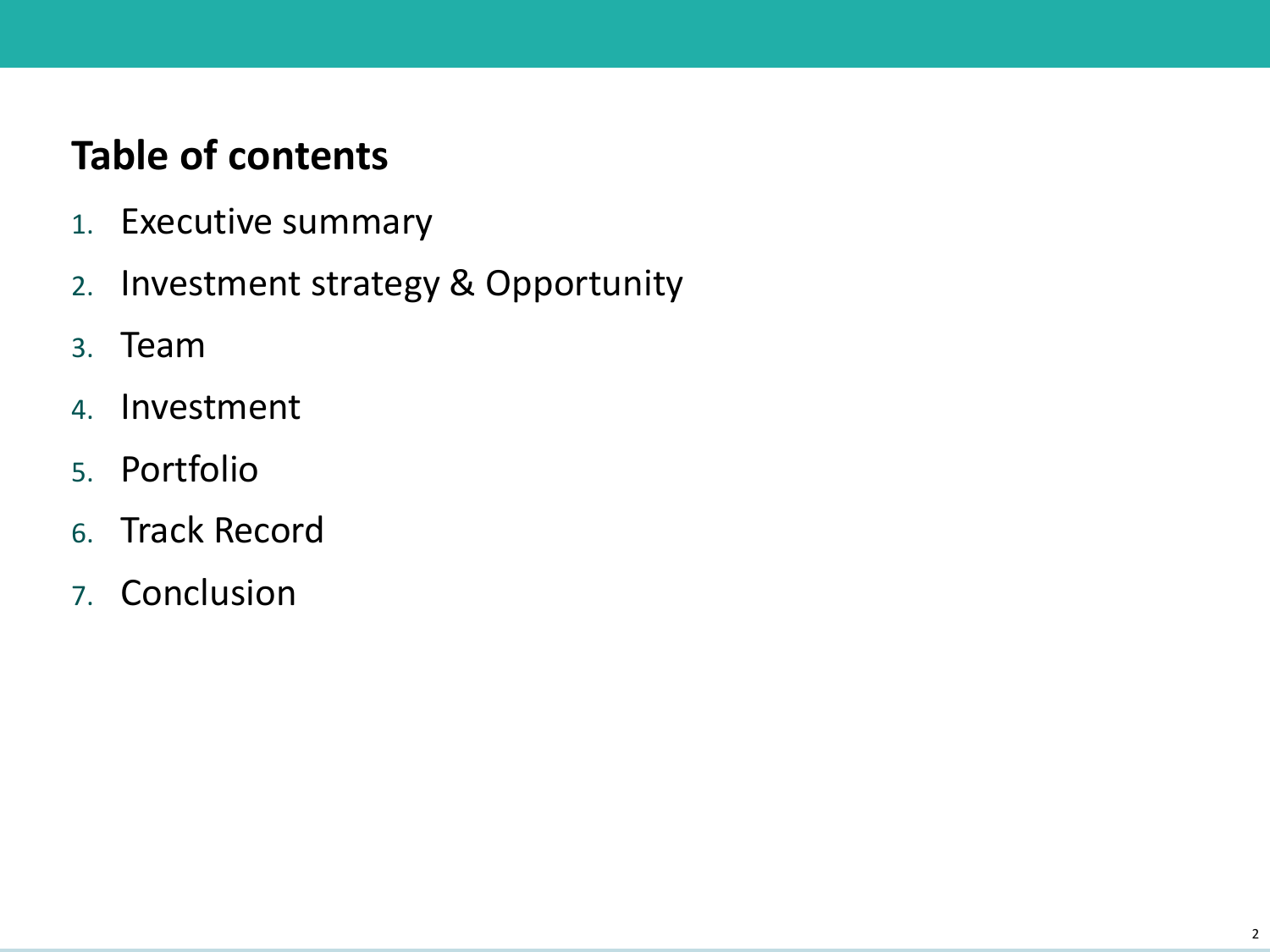## Table of contents

1. Executive summary
2. Investment strategy & Opportunity
3. Team
4. Investment
5. Portfolio
6. Track Record
7. Conclusion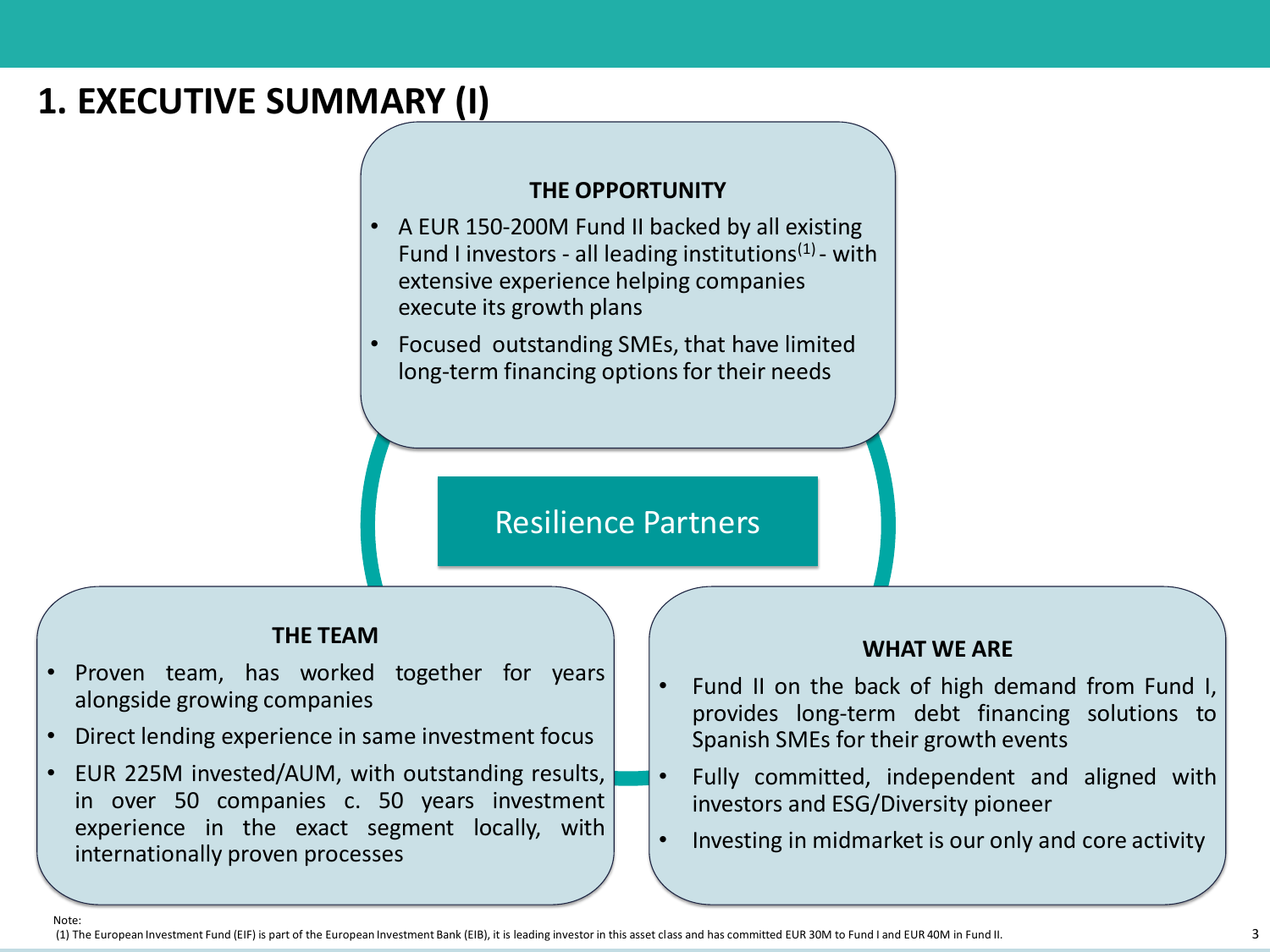# 1. EXECUTIVE SUMMARY (I)

### THE OPPORTUNITY

- A EUR 150-200M Fund II backed by all existing Fund I investors - all leading institutions[1] - with extensive experience helping companies execute its growth plans
- Focused outstanding SMEs, that have limited long-term financing options for their needs

**Resilience Partners**

### THE TEAM

- Proven team, has worked together for years alongside growing companies
- Direct lending experience in same investment focus
- EUR 225M invested/AUM, with outstanding results, in over 50 companies c. 50 years investment experience in the exact segment locally, with internationally proven processes

### WHAT WE ARE

- Fund II on the back of high demand from Fund I, provides long-term debt financing solutions to Spanish SMEs for their growth events
- Fully committed, independent and aligned with investors and ESG/Diversity pioneer
- Investing in midmarket is our only and core activity

Note:
(1) The European Investment Fund (EIF) is part of the European Investment Bank (EIB), it is leading investor in this asset class and has committed EUR 30M to Fund I and EUR 40M in Fund II.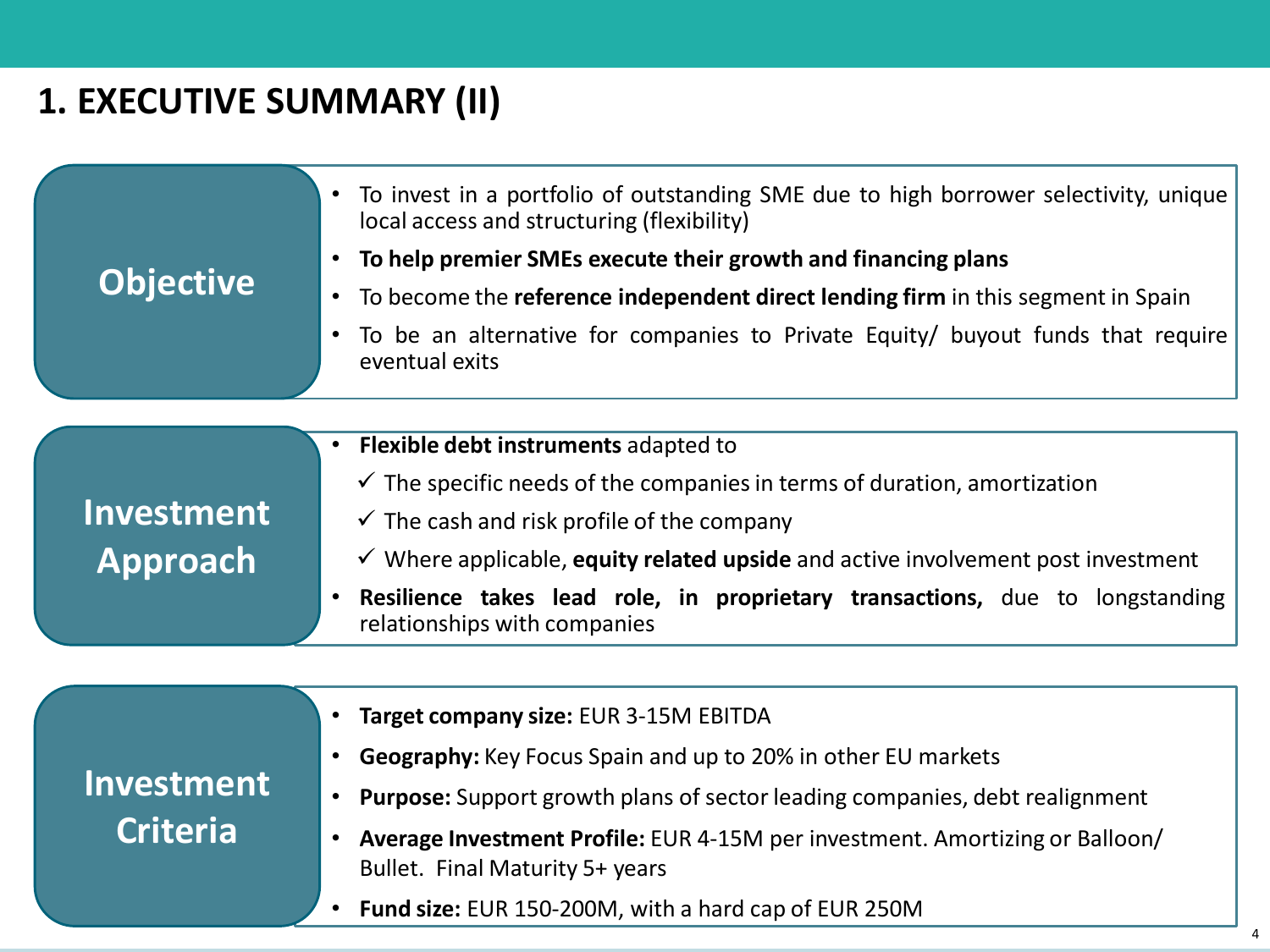# 1. EXECUTIVE SUMMARY (II)

## Objective

- To invest in a portfolio of outstanding SME due to high borrower selectivity, unique local access and structuring (flexibility)
- **To help premier SMEs execute their growth and financing plans**
- To become the **reference independent direct lending firm** in this segment in Spain
- To be an alternative for companies to Private Equity/ buyout funds that require eventual exits

## Investment Approach

- **Flexible debt instruments** adapted to
  - ✓ The specific needs of the companies in terms of duration, amortization
  - ✓ The cash and risk profile of the company
  - ✓ Where applicable, **equity related upside** and active involvement post investment
- **Resilience takes lead role, in proprietary transactions,** due to longstanding relationships with companies

## Investment Criteria

- **Target company size:** EUR 3-15M EBITDA
- **Geography:** Key Focus Spain and up to 20% in other EU markets
- **Purpose:** Support growth plans of sector leading companies, debt realignment
- **Average Investment Profile:** EUR 4-15M per investment. Amortizing or Balloon/ Bullet. Final Maturity 5+ years
- **Fund size:** EUR 150-200M, with a hard cap of EUR 250M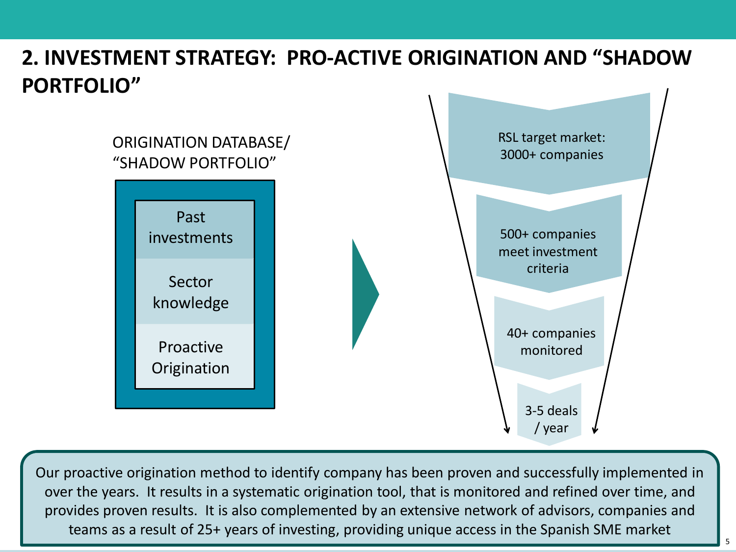## 2. INVESTMENT STRATEGY: PRO-ACTIVE ORIGINATION AND "SHADOW PORTFOLIO"

ORIGINATION DATABASE/ "SHADOW PORTFOLIO"

- Past investments
- Sector knowledge
- Proactive Origination

- RSL target market: 3000+ companies
- 500+ companies meet investment criteria
- 40+ companies monitored
- 3-5 deals / year

Our proactive origination method to identify company has been proven and successfully implemented in over the years. It results in a systematic origination tool, that is monitored and refined over time, and provides proven results. It is also complemented by an extensive network of advisors, companies and teams as a result of 25+ years of investing, providing unique access in the Spanish SME market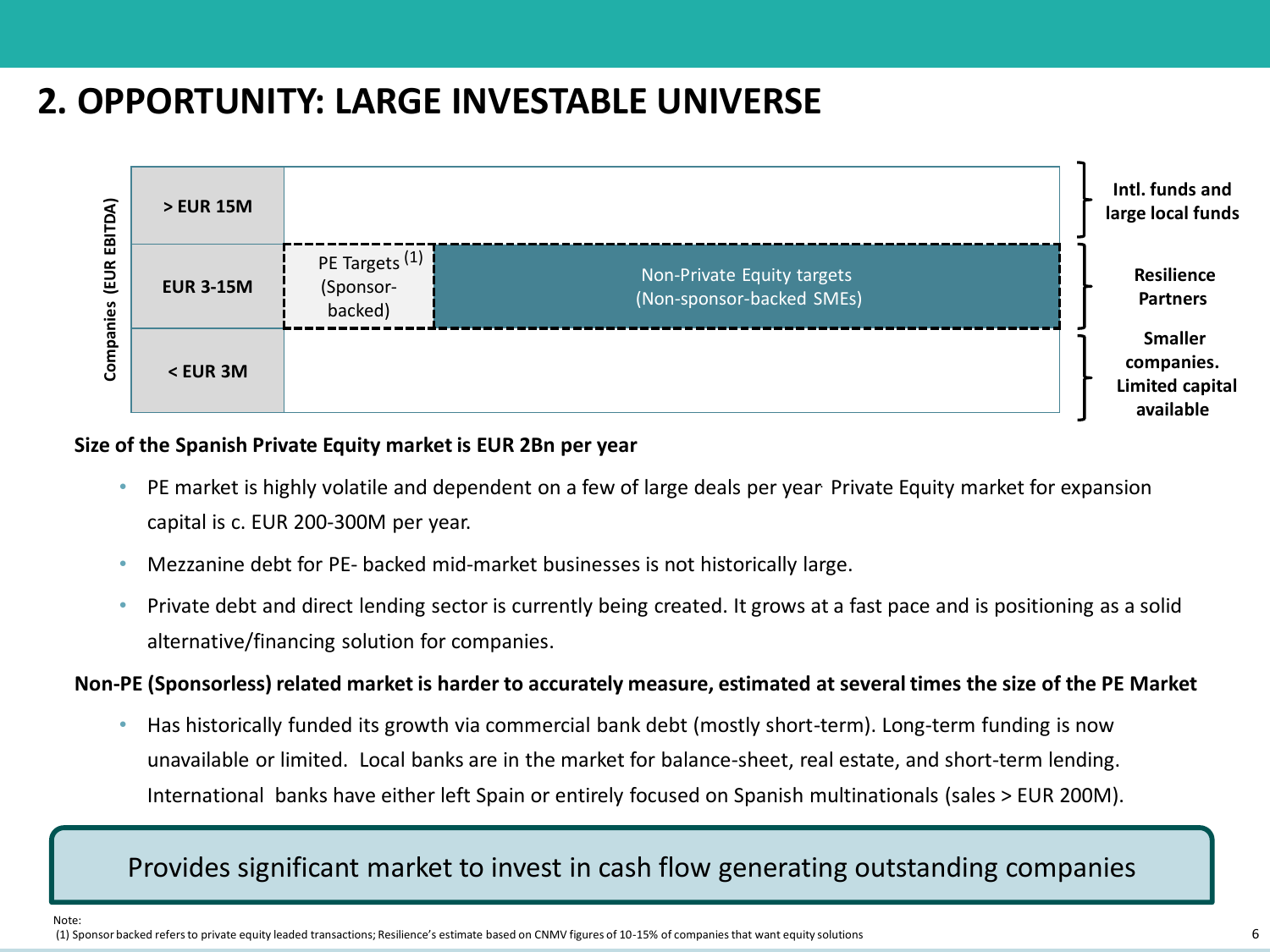# 2. OPPORTUNITY: LARGE INVESTABLE UNIVERSE

| Companies (EUR EBITDA) | | | |
|---|---|---|---|
| > EUR 15M | | | Intl. funds and large local funds |
| EUR 3-15M | PE Targets [1] (Sponsor-backed) | Non-Private Equity targets (Non-sponsor-backed SMEs) | Resilience Partners |
| < EUR 3M | | | Smaller companies. Limited capital available |

**Size of the Spanish Private Equity market is EUR 2Bn per year**

- PE market is highly volatile and dependent on a few of large deals per year. Private Equity market for expansion capital is c. EUR 200-300M per year.
- Mezzanine debt for PE- backed mid-market businesses is not historically large.
- Private debt and direct lending sector is currently being created. It grows at a fast pace and is positioning as a solid alternative/financing solution for companies.

**Non-PE (Sponsorless) related market is harder to accurately measure, estimated at several times the size of the PE Market**

- Has historically funded its growth via commercial bank debt (mostly short-term). Long-term funding is now unavailable or limited. Local banks are in the market for balance-sheet, real estate, and short-term lending. International banks have either left Spain or entirely focused on Spanish multinationals (sales > EUR 200M).

**Provides significant market to invest in cash flow generating outstanding companies**

Note:
(1) Sponsor backed refers to private equity leaded transactions; Resilience's estimate based on CNMV figures of 10-15% of companies that want equity solutions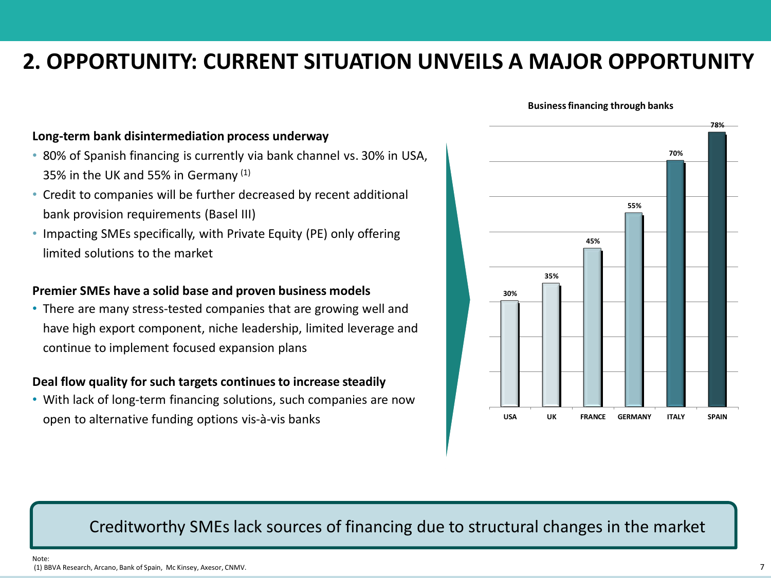# 2. OPPORTUNITY: CURRENT SITUATION UNVEILS A MAJOR OPPORTUNITY

**Long-term bank disintermediation process underway**

- 80% of Spanish financing is currently via bank channel vs. 30% in USA, 35% in the UK and 55% in Germany [(1)]
- Credit to companies will be further decreased by recent additional bank provision requirements (Basel III)
- Impacting SMEs specifically, with Private Equity (PE) only offering limited solutions to the market

**Premier SMEs have a solid base and proven business models**

- There are many stress-tested companies that are growing well and have high export component, niche leadership, limited leverage and continue to implement focused expansion plans

**Deal flow quality for such targets continues to increase steadily**

- With lack of long-term financing solutions, such companies are now open to alternative funding options vis-à-vis banks

**Business financing through banks**

| Country | Business financing through banks |
|---|---|
| USA | 30% |
| UK | 35% |
| FRANCE | 45% |
| GERMANY | 55% |
| ITALY | 70% |
| SPAIN | 78% |

Creditworthy SMEs lack sources of financing due to structural changes in the market

Note:
(1) BBVA Research, Arcano, Bank of Spain, Mc Kinsey, Axesor, CNMV.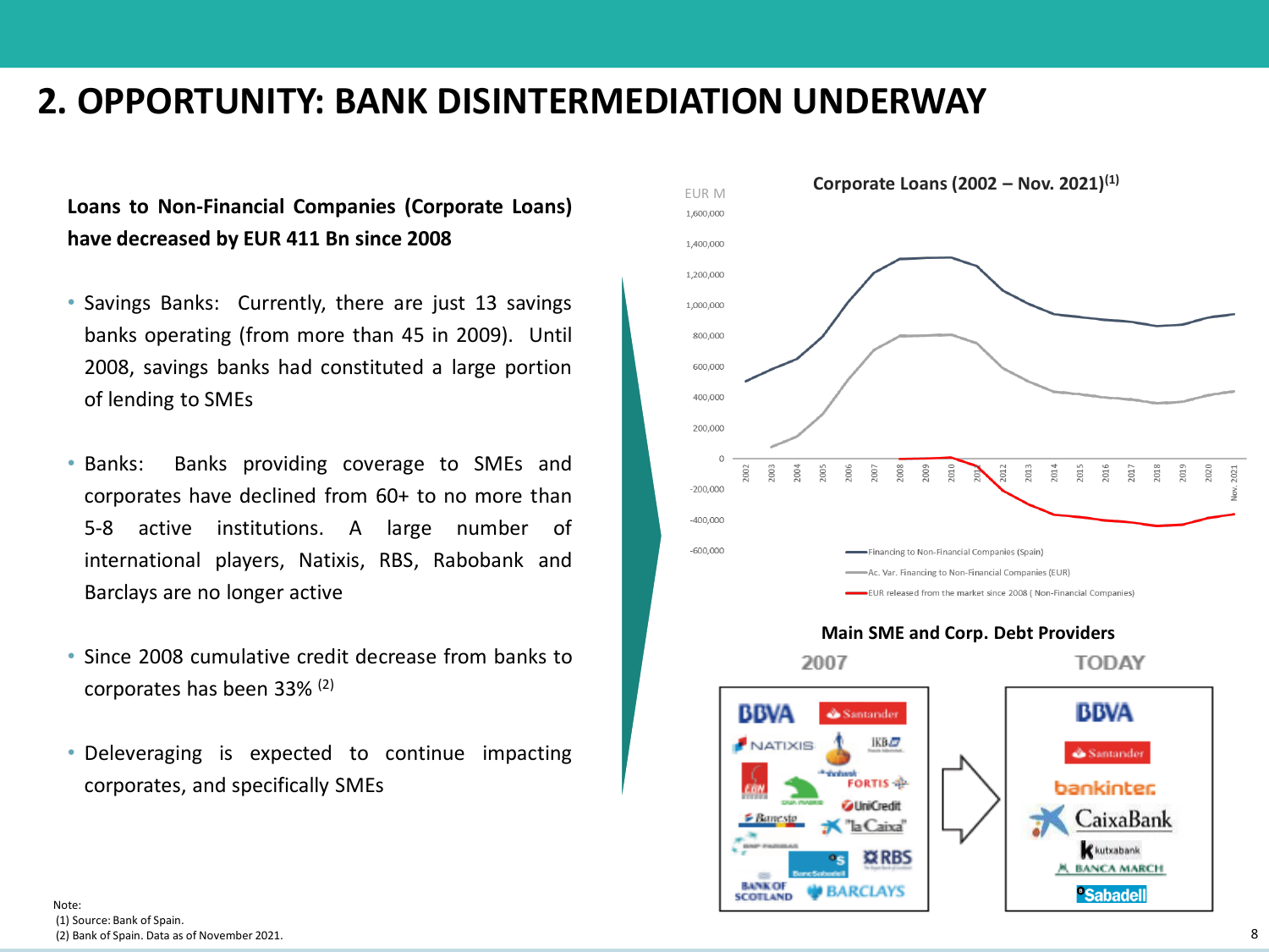# 2. OPPORTUNITY: BANK DISINTERMEDIATION UNDERWAY

**Loans to Non-Financial Companies (Corporate Loans) have decreased by EUR 411 Bn since 2008**

- Savings Banks: Currently, there are just 13 savings banks operating (from more than 45 in 2009). Until 2008, savings banks had constituted a large portion of lending to SMEs
- Banks: Banks providing coverage to SMEs and corporates have declined from 60+ to no more than 5-8 active institutions. A large number of international players, Natixis, RBS, Rabobank and Barclays are no longer active
- Since 2008 cumulative credit decrease from banks to corporates has been 33% [(2)]
- Deleveraging is expected to continue impacting corporates, and specifically SMEs

**Corporate Loans (2002 – Nov. 2021)[(1)]**

EUR M

- Financing to Non-Financial Companies (Spain)
- Ac. Var. Financing to Non-Financial Companies (EUR)
- EUR released from the market since 2008 ( Non-Financial Companies)

**Main SME and Corp. Debt Providers**

2007: BBVA, Santander, Natixis, IKB, Rabobank, Fortis, CAM, Caja Madrid, UniCredit, Banesto, "la Caixa", BNP Paribas, Banco Sabadell, RBS, Bank of Scotland, Barclays

TODAY: BBVA, Santander, Bankinter, CaixaBank, Kutxabank, Banca March, Sabadell

Note:
(1) Source: Bank of Spain.
(2) Bank of Spain. Data as of November 2021.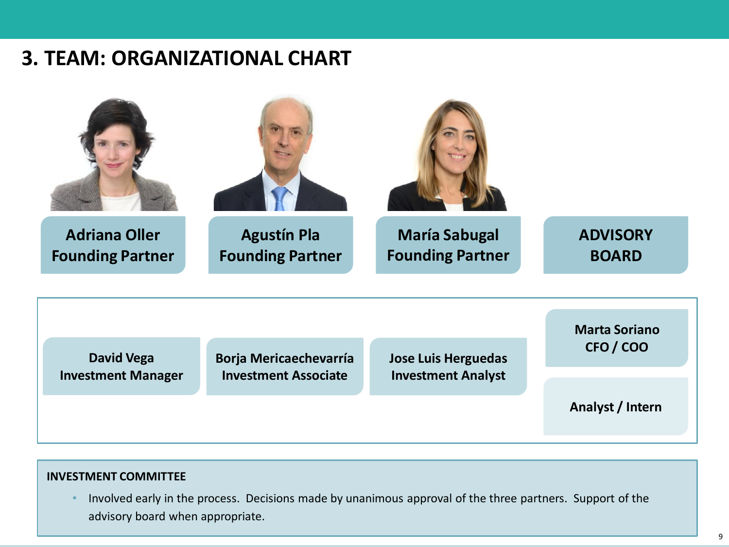# 3. TEAM: ORGANIZATIONAL CHART

**Adriana Oller**
**Founding Partner**

**Agustín Pla**
**Founding Partner**

**María Sabugal**
**Founding Partner**

**ADVISORY BOARD**

**David Vega**
**Investment Manager**

**Borja Mericaechevarría**
**Investment Associate**

**Jose Luis Herguedas**
**Investment Analyst**

**Marta Soriano**
**CFO / COO**

**Analyst / Intern**

**INVESTMENT COMMITTEE**

- Involved early in the process. Decisions made by unanimous approval of the three partners. Support of the advisory board when appropriate.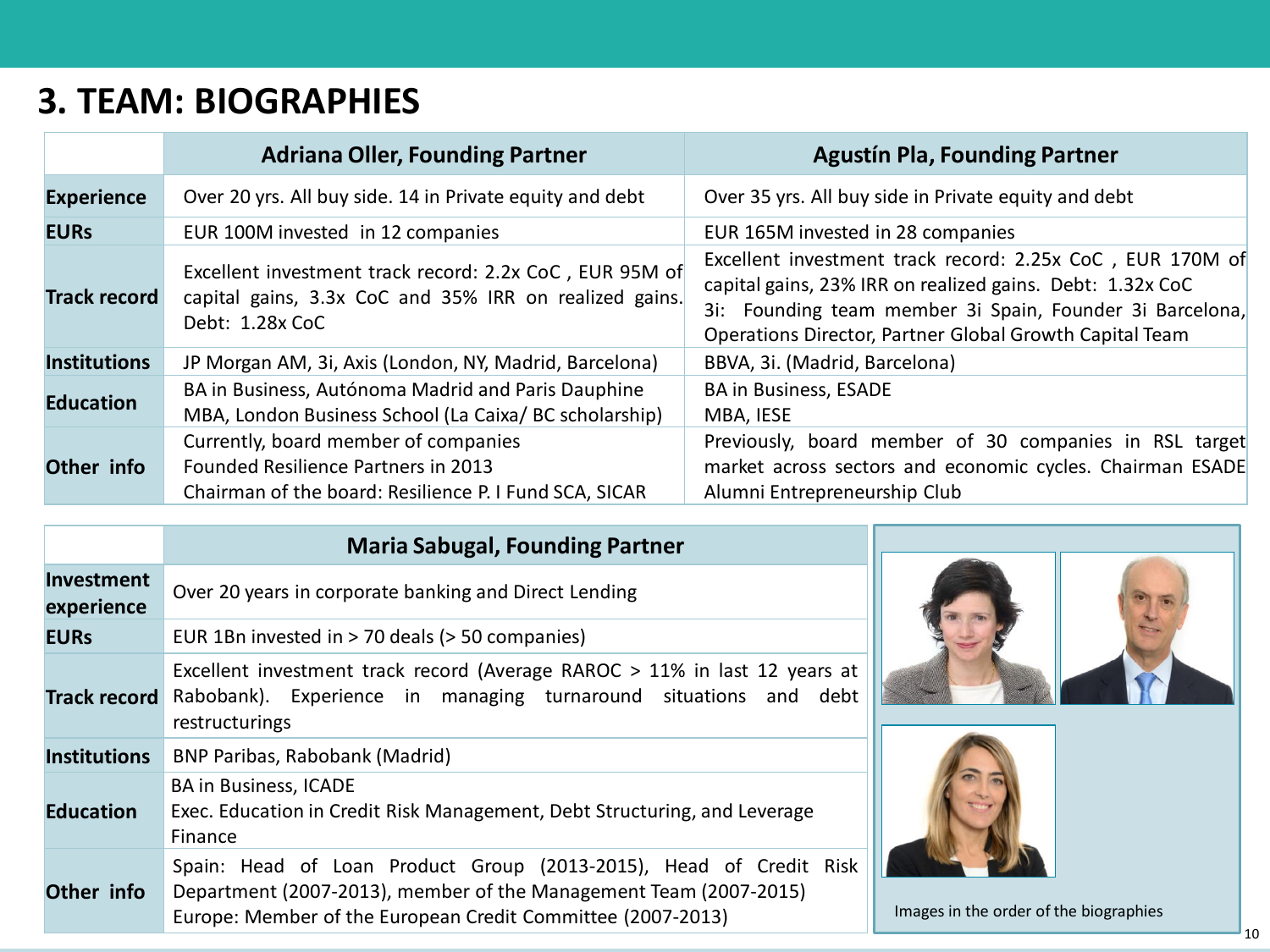# 3. TEAM: BIOGRAPHIES

| | Adriana Oller, Founding Partner | Agustín Pla, Founding Partner |
|---|---|---|
| **Experience** | Over 20 yrs. All buy side. 14 in Private equity and debt | Over 35 yrs. All buy side in Private equity and debt |
| **EURs** | EUR 100M invested in 12 companies | EUR 165M invested in 28 companies |
| **Track record** | Excellent investment track record: 2.2x CoC , EUR 95M of capital gains, 3.3x CoC and 35% IRR on realized gains. Debt: 1.28x CoC | Excellent investment track record: 2.25x CoC , EUR 170M of capital gains, 23% IRR on realized gains. Debt: 1.32x CoC<br>3i: Founding team member 3i Spain, Founder 3i Barcelona, Operations Director, Partner Global Growth Capital Team |
| **Institutions** | JP Morgan AM, 3i, Axis (London, NY, Madrid, Barcelona) | BBVA, 3i. (Madrid, Barcelona) |
| **Education** | BA in Business, Autónoma Madrid and Paris Dauphine<br>MBA, London Business School (La Caixa/ BC scholarship) | BA in Business, ESADE<br>MBA, IESE |
| **Other info** | Currently, board member of companies<br>Founded Resilience Partners in 2013<br>Chairman of the board: Resilience P. I Fund SCA, SICAR | Previously, board member of 30 companies in RSL target market across sectors and economic cycles. Chairman ESADE Alumni Entrepreneurship Club |

| | Maria Sabugal, Founding Partner |
|---|---|
| **Investment experience** | Over 20 years in corporate banking and Direct Lending |
| **EURs** | EUR 1Bn invested in > 70 deals (> 50 companies) |
| **Track record** | Excellent investment track record (Average RAROC > 11% in last 12 years at Rabobank). Experience in managing turnaround situations and debt restructurings |
| **Institutions** | BNP Paribas, Rabobank (Madrid) |
| **Education** | BA in Business, ICADE<br>Exec. Education in Credit Risk Management, Debt Structuring, and Leverage Finance |
| **Other info** | Spain: Head of Loan Product Group (2013-2015), Head of Credit Risk Department (2007-2013), member of the Management Team (2007-2015)<br>Europe: Member of the European Credit Committee (2007-2013) |

Images in the order of the biographies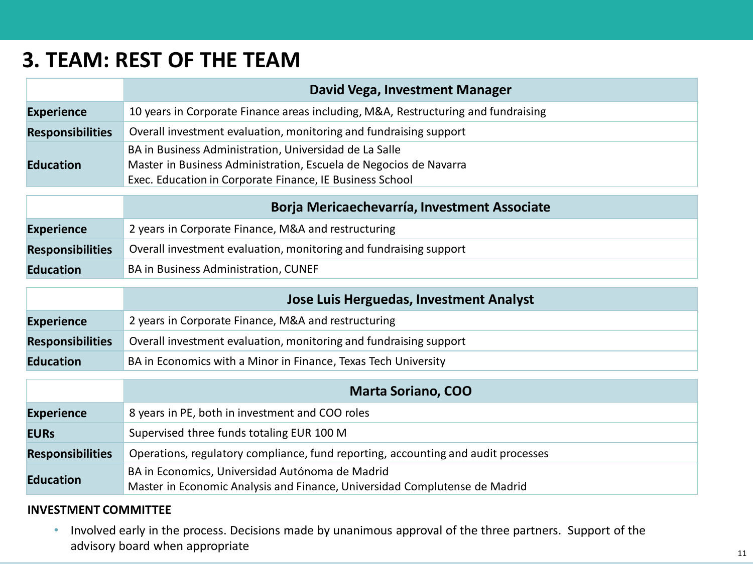# 3. TEAM: REST OF THE TEAM

| | David Vega, Investment Manager |
|---|---|
| **Experience** | 10 years in Corporate Finance areas including, M&A, Restructuring and fundraising |
| **Responsibilities** | Overall investment evaluation, monitoring and fundraising support |
| **Education** | BA in Business Administration, Universidad de La Salle<br>Master in Business Administration, Escuela de Negocios de Navarra<br>Exec. Education in Corporate Finance, IE Business School |

| | Borja Mericaechevarría, Investment Associate |
|---|---|
| **Experience** | 2 years in Corporate Finance, M&A and restructuring |
| **Responsibilities** | Overall investment evaluation, monitoring and fundraising support |
| **Education** | BA in Business Administration, CUNEF |

| | Jose Luis Herguedas, Investment Analyst |
|---|---|
| **Experience** | 2 years in Corporate Finance, M&A and restructuring |
| **Responsibilities** | Overall investment evaluation, monitoring and fundraising support |
| **Education** | BA in Economics with a Minor in Finance, Texas Tech University |

| | Marta Soriano, COO |
|---|---|
| **Experience** | 8 years in PE, both in investment and COO roles |
| **EURs** | Supervised three funds totaling EUR 100 M |
| **Responsibilities** | Operations, regulatory compliance, fund reporting, accounting and audit processes |
| **Education** | BA in Economics, Universidad Autónoma de Madrid<br>Master in Economic Analysis and Finance, Universidad Complutense de Madrid |

**INVESTMENT COMMITTEE**

- Involved early in the process. Decisions made by unanimous approval of the three partners. Support of the advisory board when appropriate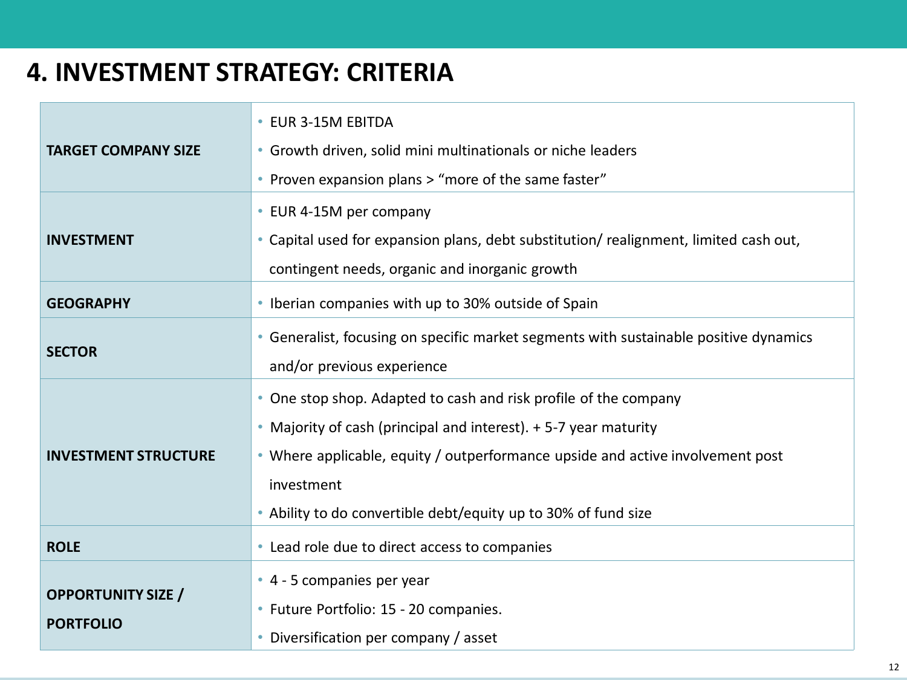# 4. INVESTMENT STRATEGY: CRITERIA

| | |
|---|---|
| **TARGET COMPANY SIZE** | • EUR 3-15M EBITDA<br>• Growth driven, solid mini multinationals or niche leaders<br>• Proven expansion plans > "more of the same faster" |
| **INVESTMENT** | • EUR 4-15M per company<br>• Capital used for expansion plans, debt substitution/ realignment, limited cash out, contingent needs, organic and inorganic growth |
| **GEOGRAPHY** | • Iberian companies with up to 30% outside of Spain |
| **SECTOR** | • Generalist, focusing on specific market segments with sustainable positive dynamics and/or previous experience |
| **INVESTMENT STRUCTURE** | • One stop shop. Adapted to cash and risk profile of the company<br>• Majority of cash (principal and interest). + 5-7 year maturity<br>• Where applicable, equity / outperformance upside and active involvement post investment<br>• Ability to do convertible debt/equity up to 30% of fund size |
| **ROLE** | • Lead role due to direct access to companies |
| **OPPORTUNITY SIZE / PORTFOLIO** | • 4 - 5 companies per year<br>• Future Portfolio: 15 - 20 companies.<br>• Diversification per company / asset |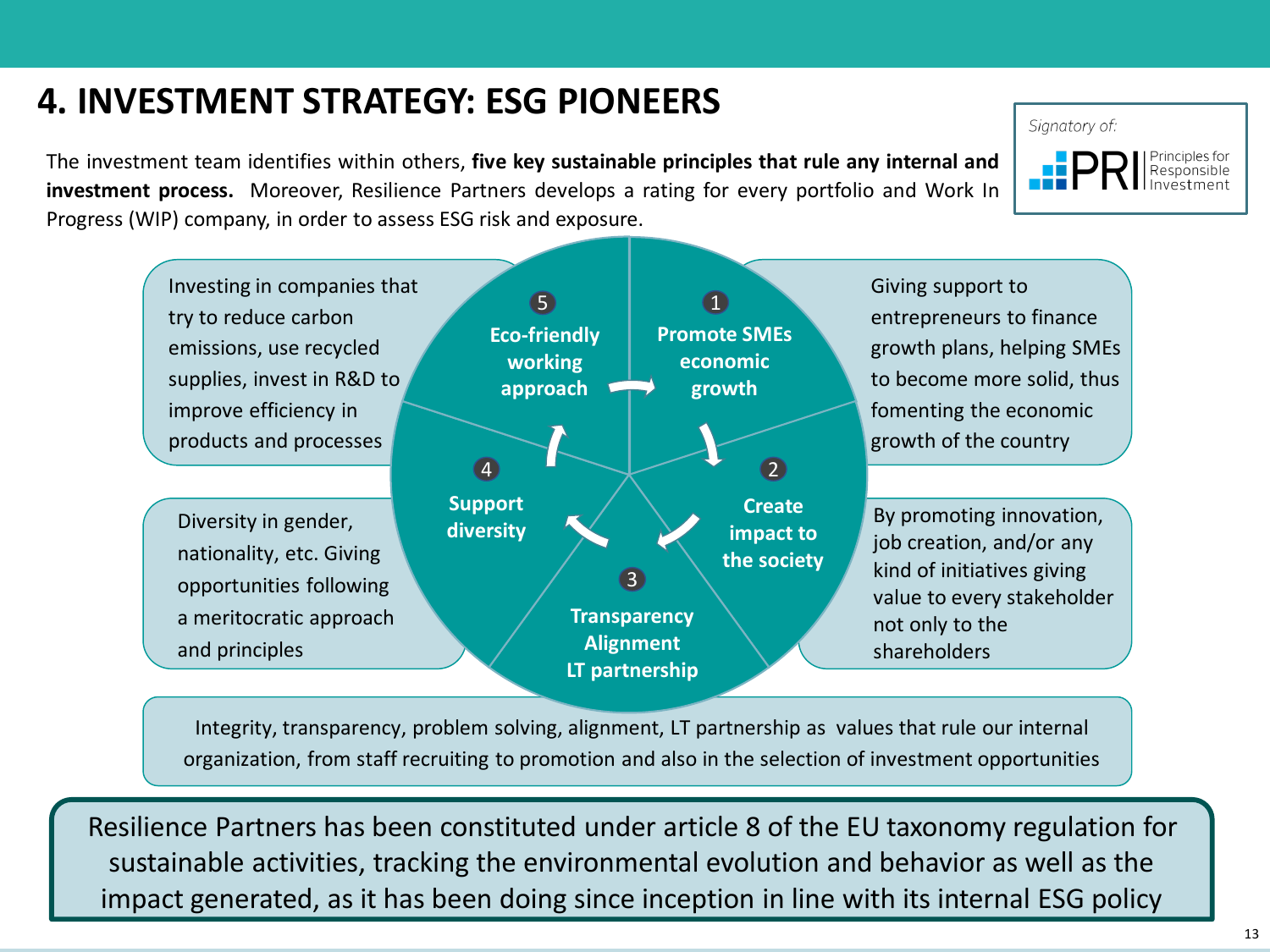# 4. INVESTMENT STRATEGY: ESG PIONEERS

The investment team identifies within others, **five key sustainable principles that rule any internal and investment process.** Moreover, Resilience Partners develops a rating for every portfolio and Work In Progress (WIP) company, in order to assess ESG risk and exposure.

*Signatory of:* PRI Principles for Responsible Investment

**1. Promote SMEs economic growth**

Giving support to entrepreneurs to finance growth plans, helping SMEs to become more solid, thus fomenting the economic growth of the country

**2. Create impact to the society**

By promoting innovation, job creation, and/or any kind of initiatives giving value to every stakeholder not only to the shareholders

**3. Transparency Alignment LT partnership**

Integrity, transparency, problem solving, alignment, LT partnership as values that rule our internal organization, from staff recruiting to promotion and also in the selection of investment opportunities

**4. Support diversity**

Diversity in gender, nationality, etc. Giving opportunities following a meritocratic approach and principles

**5. Eco-friendly working approach**

Investing in companies that try to reduce carbon emissions, use recycled supplies, invest in R&D to improve efficiency in products and processes

Resilience Partners has been constituted under article 8 of the EU taxonomy regulation for sustainable activities, tracking the environmental evolution and behavior as well as the impact generated, as it has been doing since inception in line with its internal ESG policy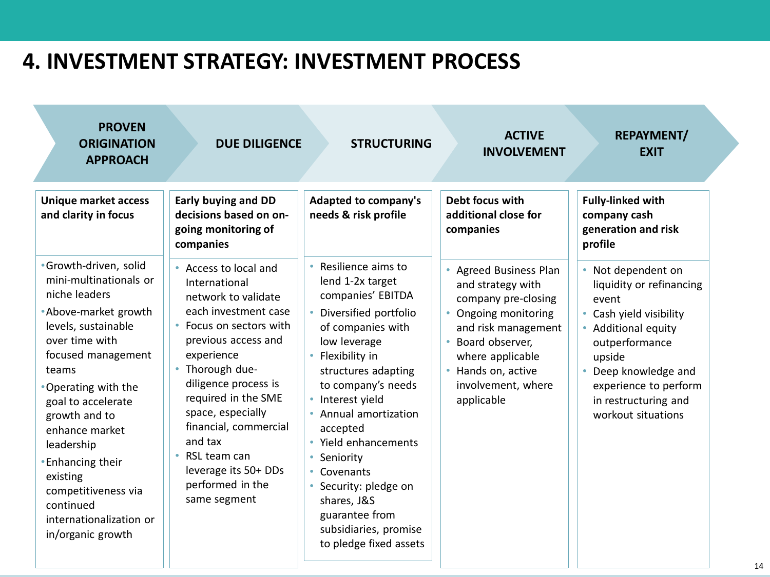# 4. INVESTMENT STRATEGY: INVESTMENT PROCESS

## PROVEN ORIGINATION APPROACH

**Unique market access and clarity in focus**

- Growth-driven, solid mini-multinationals or niche leaders
- Above-market growth levels, sustainable over time with focused management teams
- Operating with the goal to accelerate growth and to enhance market leadership
- Enhancing their existing competitiveness via continued internationalization or in/organic growth

## DUE DILIGENCE

**Early buying and DD decisions based on on-going monitoring of companies**

- Access to local and International network to validate each investment case
- Focus on sectors with previous access and experience
- Thorough due-diligence process is required in the SME space, especially financial, commercial and tax
- RSL team can leverage its 50+ DDs performed in the same segment

## STRUCTURING

**Adapted to company's needs & risk profile**

- Resilience aims to lend 1-2x target companies' EBITDA
- Diversified portfolio of companies with low leverage
- Flexibility in structures adapting to company's needs
- Interest yield
- Annual amortization accepted
- Yield enhancements
- Seniority
- Covenants
- Security: pledge on shares, J&S guarantee from subsidiaries, promise to pledge fixed assets

## ACTIVE INVOLVEMENT

**Debt focus with additional close for companies**

- Agreed Business Plan and strategy with company pre-closing
- Ongoing monitoring and risk management
- Board observer, where applicable
- Hands on, active involvement, where applicable

## REPAYMENT/ EXIT

**Fully-linked with company cash generation and risk profile**

- Not dependent on liquidity or refinancing event
- Cash yield visibility
- Additional equity outperformance upside
- Deep knowledge and experience to perform in restructuring and workout situations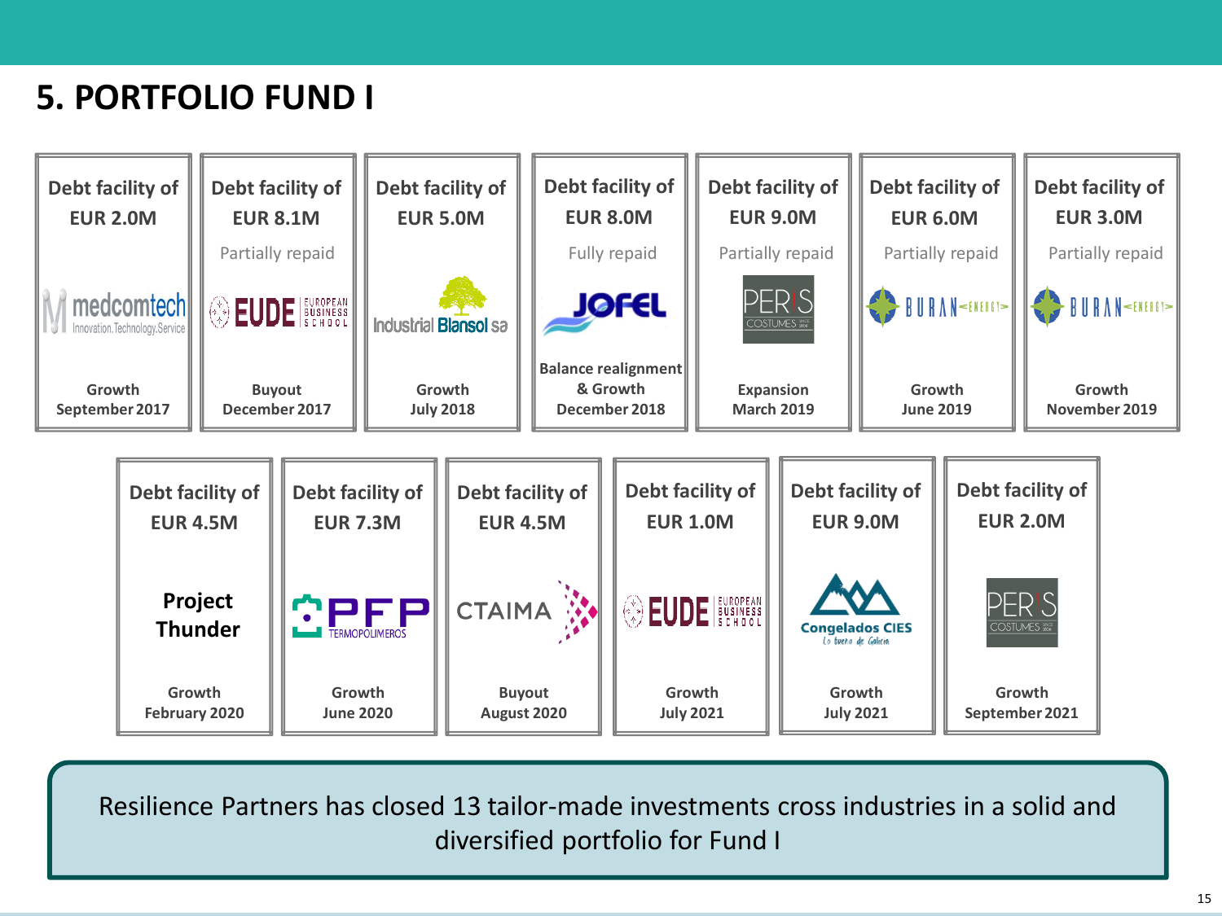# 5. PORTFOLIO FUND I

| Debt facility of | Amount | Status | Company | Type | Date |
|---|---|---|---|---|---|
| Debt facility of | EUR 2.0M | | medcomtech | Growth | September 2017 |
| Debt facility of | EUR 8.1M | Partially repaid | EUDE European Business School | Buyout | December 2017 |
| Debt facility of | EUR 5.0M | | Industrial Blansol sa | Growth | July 2018 |
| Debt facility of | EUR 8.0M | Fully repaid | JOFEL | Balance realignment & Growth | December 2018 |
| Debt facility of | EUR 9.0M | Partially repaid | PERIS Costumes | Expansion | March 2019 |
| Debt facility of | EUR 6.0M | Partially repaid | BURAN Energy | Growth | June 2019 |
| Debt facility of | EUR 3.0M | Partially repaid | BURAN Energy | Growth | November 2019 |
| Debt facility of | EUR 4.5M | | Project Thunder | Growth | February 2020 |
| Debt facility of | EUR 7.3M | | PFP Termopolimeros | Growth | June 2020 |
| Debt facility of | EUR 4.5M | | CTAIMA | Buyout | August 2020 |
| Debt facility of | EUR 1.0M | | EUDE European Business School | Growth | July 2021 |
| Debt facility of | EUR 9.0M | | Congelados CIES | Growth | July 2021 |
| Debt facility of | EUR 2.0M | | PERIS Costumes | Growth | September 2021 |

Resilience Partners has closed 13 tailor-made investments cross industries in a solid and diversified portfolio for Fund I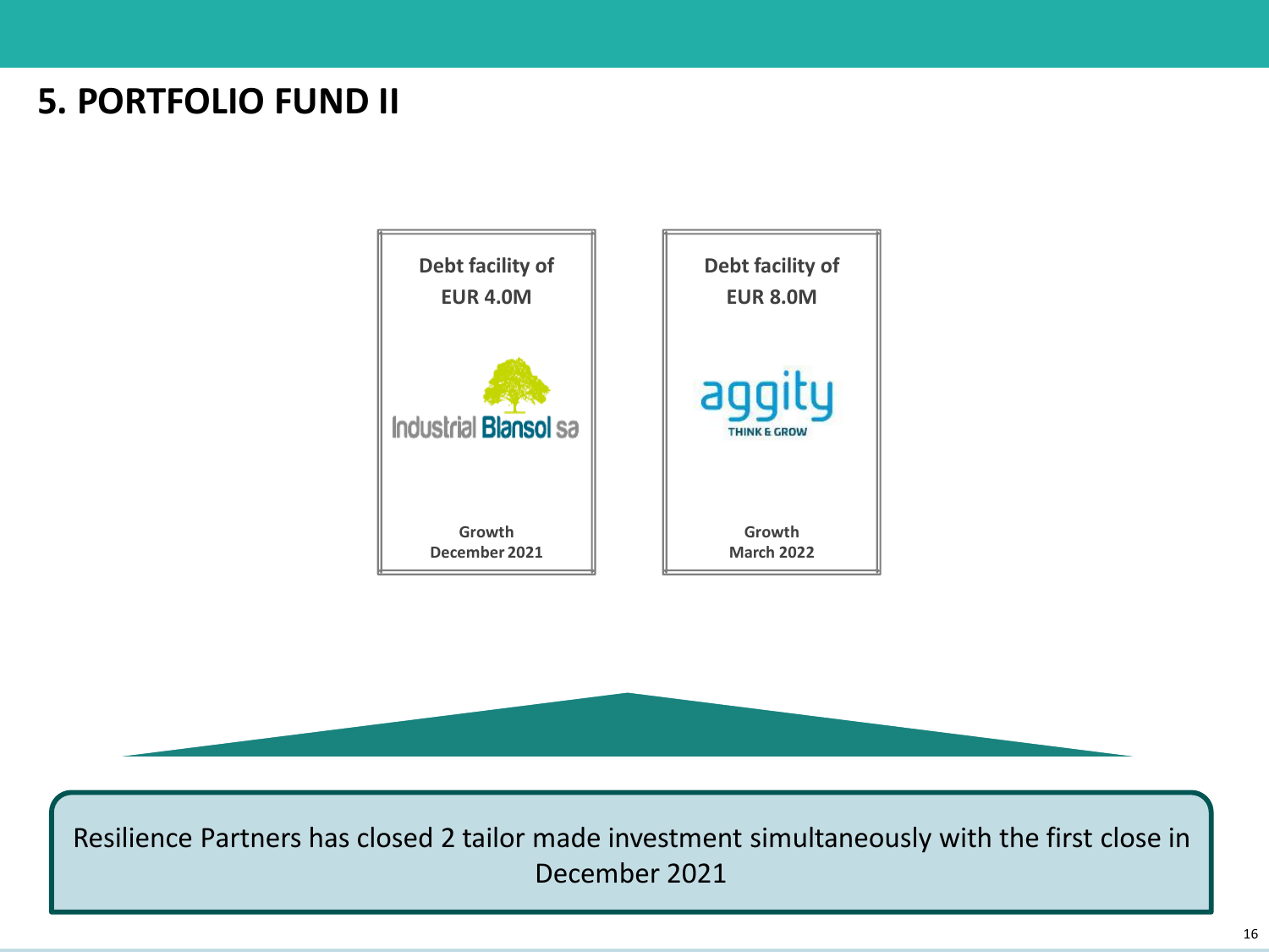# 5. PORTFOLIO FUND II

**Debt facility of**
**EUR 4.0M**

Industrial Blansol sa

**Growth**
**December 2021**

**Debt facility of**
**EUR 8.0M**

aggity
THINK & GROW

**Growth**
**March 2022**

Resilience Partners has closed 2 tailor made investment simultaneously with the first close in December 2021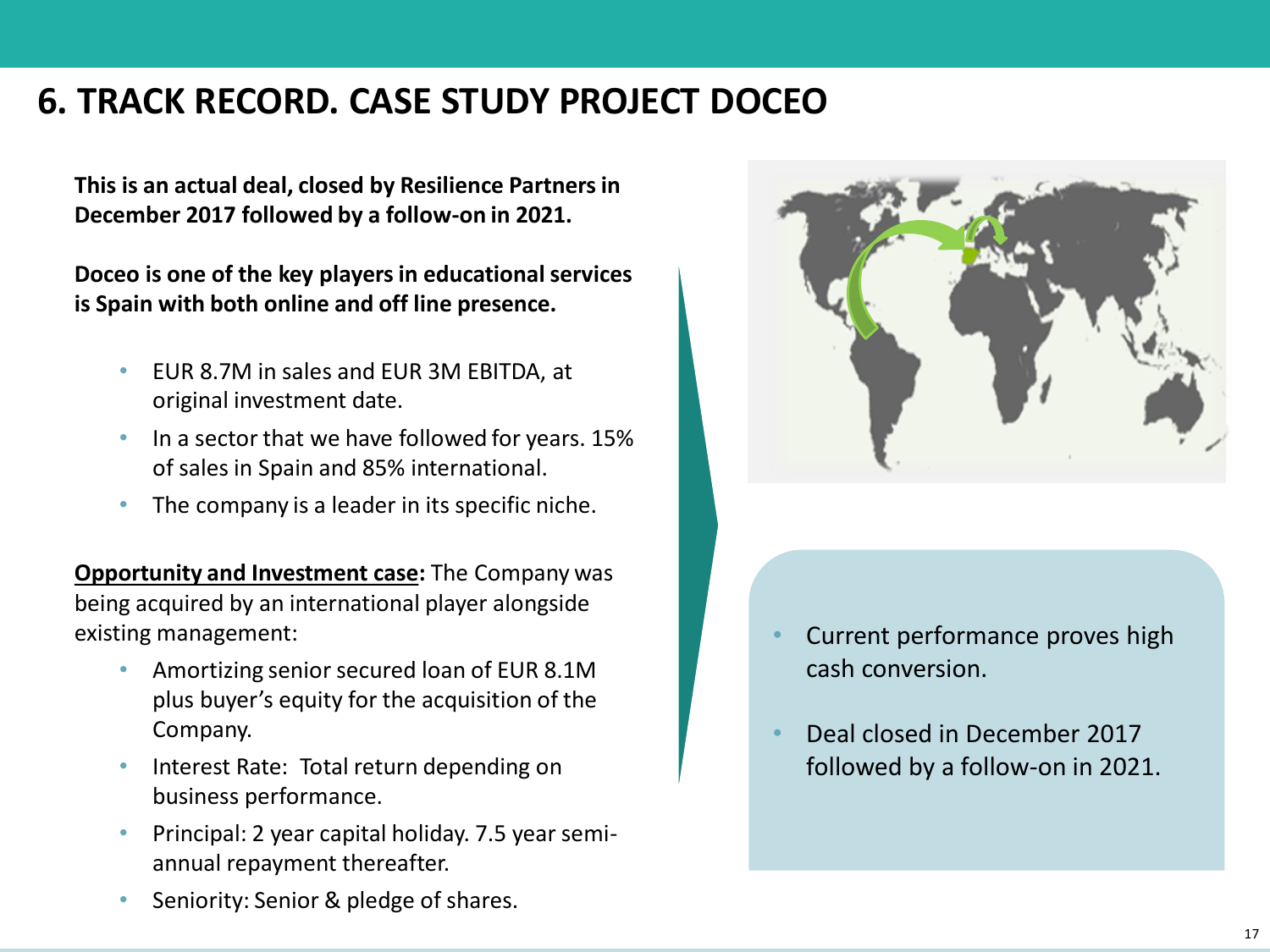# 6. TRACK RECORD. CASE STUDY PROJECT DOCEO

**This is an actual deal, closed by Resilience Partners in December 2017 followed by a follow-on in 2021.**

**Doceo is one of the key players in educational services is Spain with both online and off line presence.**

- EUR 8.7M in sales and EUR 3M EBITDA, at original investment date.
- In a sector that we have followed for years. 15% of sales in Spain and 85% international.
- The company is a leader in its specific niche.

**<u>Opportunity and Investment case</u>:** The Company was being acquired by an international player alongside existing management:

- Amortizing senior secured loan of EUR 8.1M plus buyer's equity for the acquisition of the Company.
- Interest Rate: Total return depending on business performance.
- Principal: 2 year capital holiday. 7.5 year semi-annual repayment thereafter.
- Seniority: Senior & pledge of shares.

- Current performance proves high cash conversion.
- Deal closed in December 2017 followed by a follow-on in 2021.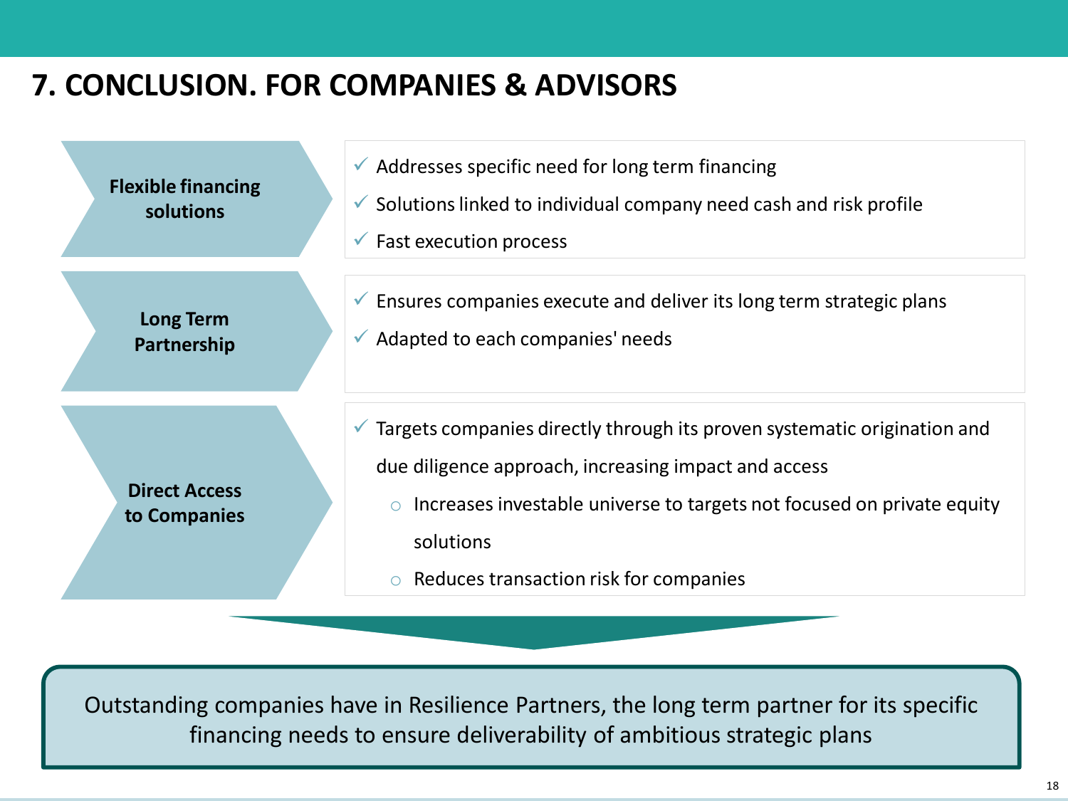# 7. CONCLUSION. FOR COMPANIES & ADVISORS

**Flexible financing solutions**

- ✓ Addresses specific need for long term financing
- ✓ Solutions linked to individual company need cash and risk profile
- ✓ Fast execution process

**Long Term Partnership**

- ✓ Ensures companies execute and deliver its long term strategic plans
- ✓ Adapted to each companies' needs

**Direct Access to Companies**

- ✓ Targets companies directly through its proven systematic origination and due diligence approach, increasing impact and access
  - Increases investable universe to targets not focused on private equity solutions
  - Reduces transaction risk for companies

Outstanding companies have in Resilience Partners, the long term partner for its specific financing needs to ensure deliverability of ambitious strategic plans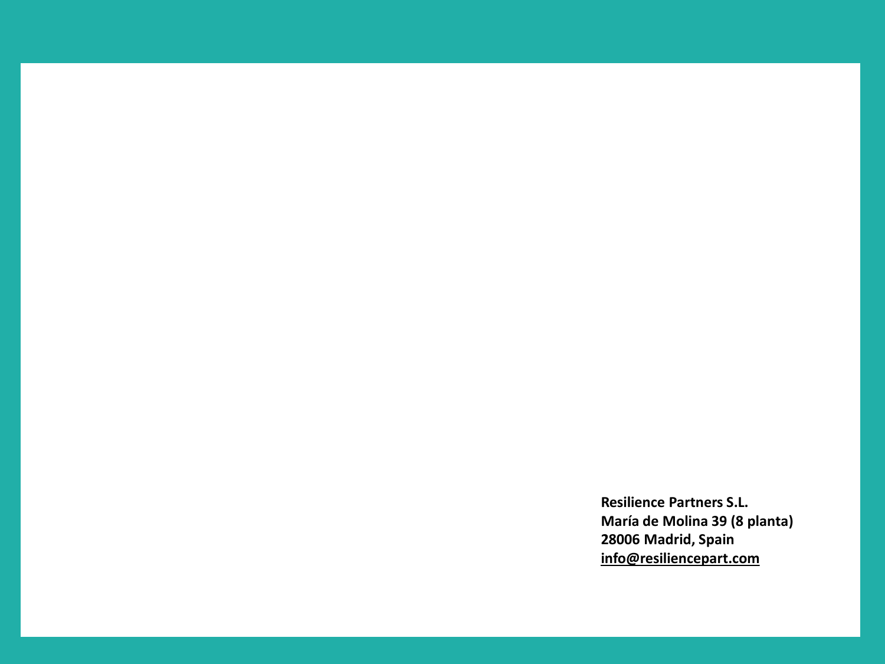**Resilience Partners S.L.**
**María de Molina 39 (8 planta)**
**28006 Madrid, Spain**
**info@resiliencepart.com**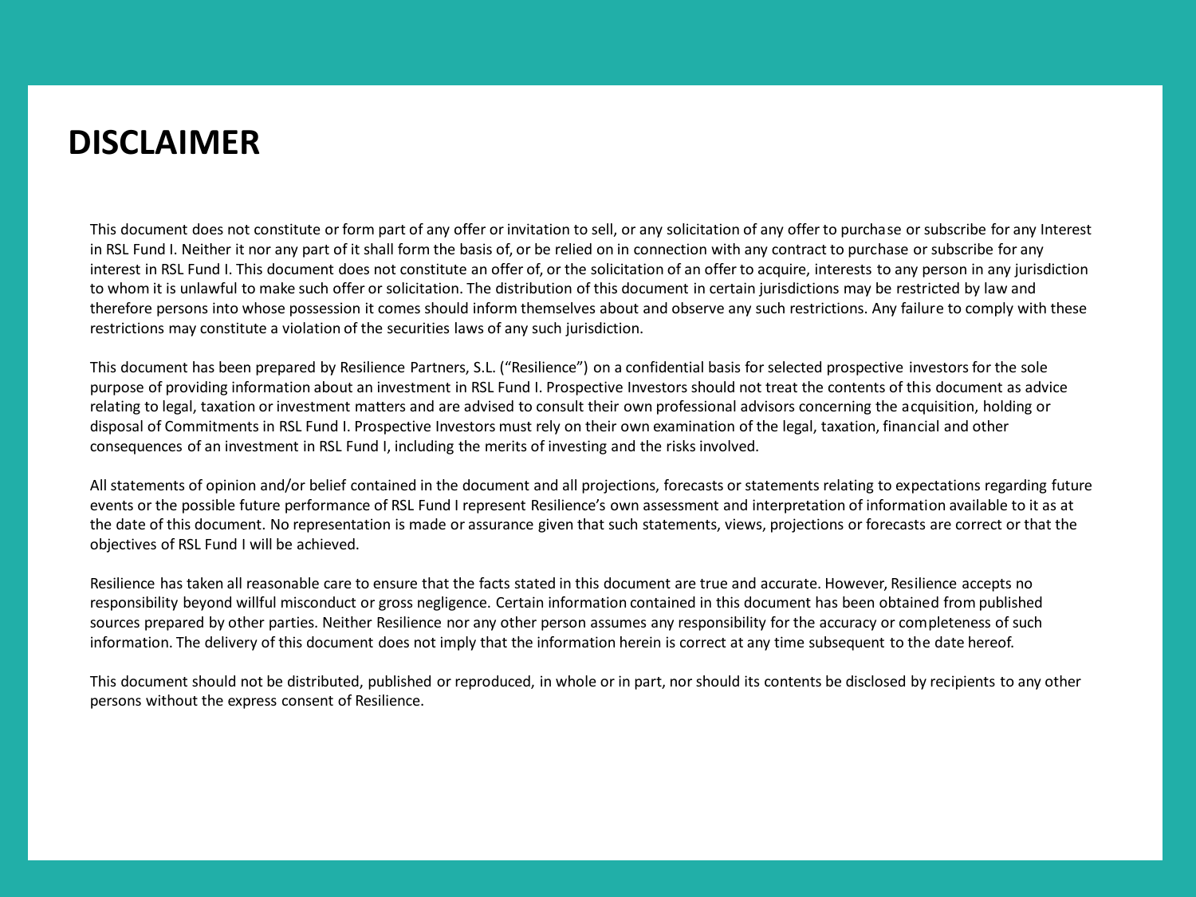# DISCLAIMER

This document does not constitute or form part of any offer or invitation to sell, or any solicitation of any offer to purchase or subscribe for any Interest in RSL Fund I. Neither it nor any part of it shall form the basis of, or be relied on in connection with any contract to purchase or subscribe for any interest in RSL Fund I. This document does not constitute an offer of, or the solicitation of an offer to acquire, interests to any person in any jurisdiction to whom it is unlawful to make such offer or solicitation. The distribution of this document in certain jurisdictions may be restricted by law and therefore persons into whose possession it comes should inform themselves about and observe any such restrictions. Any failure to comply with these restrictions may constitute a violation of the securities laws of any such jurisdiction.

This document has been prepared by Resilience Partners, S.L. ("Resilience") on a confidential basis for selected prospective investors for the sole purpose of providing information about an investment in RSL Fund I. Prospective Investors should not treat the contents of this document as advice relating to legal, taxation or investment matters and are advised to consult their own professional advisors concerning the acquisition, holding or disposal of Commitments in RSL Fund I. Prospective Investors must rely on their own examination of the legal, taxation, financial and other consequences of an investment in RSL Fund I, including the merits of investing and the risks involved.

All statements of opinion and/or belief contained in the document and all projections, forecasts or statements relating to expectations regarding future events or the possible future performance of RSL Fund I represent Resilience's own assessment and interpretation of information available to it as at the date of this document. No representation is made or assurance given that such statements, views, projections or forecasts are correct or that the objectives of RSL Fund I will be achieved.

Resilience has taken all reasonable care to ensure that the facts stated in this document are true and accurate. However, Resilience accepts no responsibility beyond willful misconduct or gross negligence. Certain information contained in this document has been obtained from published sources prepared by other parties. Neither Resilience nor any other person assumes any responsibility for the accuracy or completeness of such information. The delivery of this document does not imply that the information herein is correct at any time subsequent to the date hereof.

This document should not be distributed, published or reproduced, in whole or in part, nor should its contents be disclosed by recipients to any other persons without the express consent of Resilience.